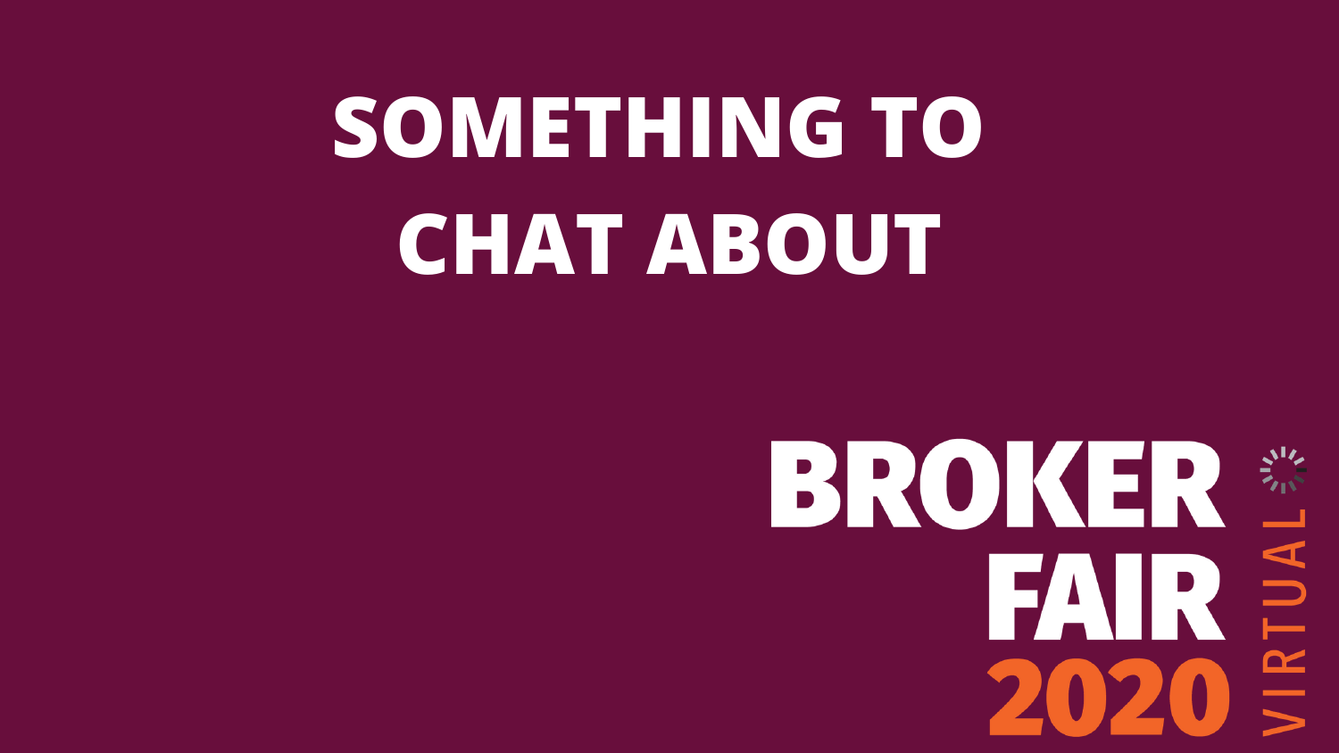# SOMETHING TO CHAT ABOUT

BROKER FAIR 2020 VIRTUAL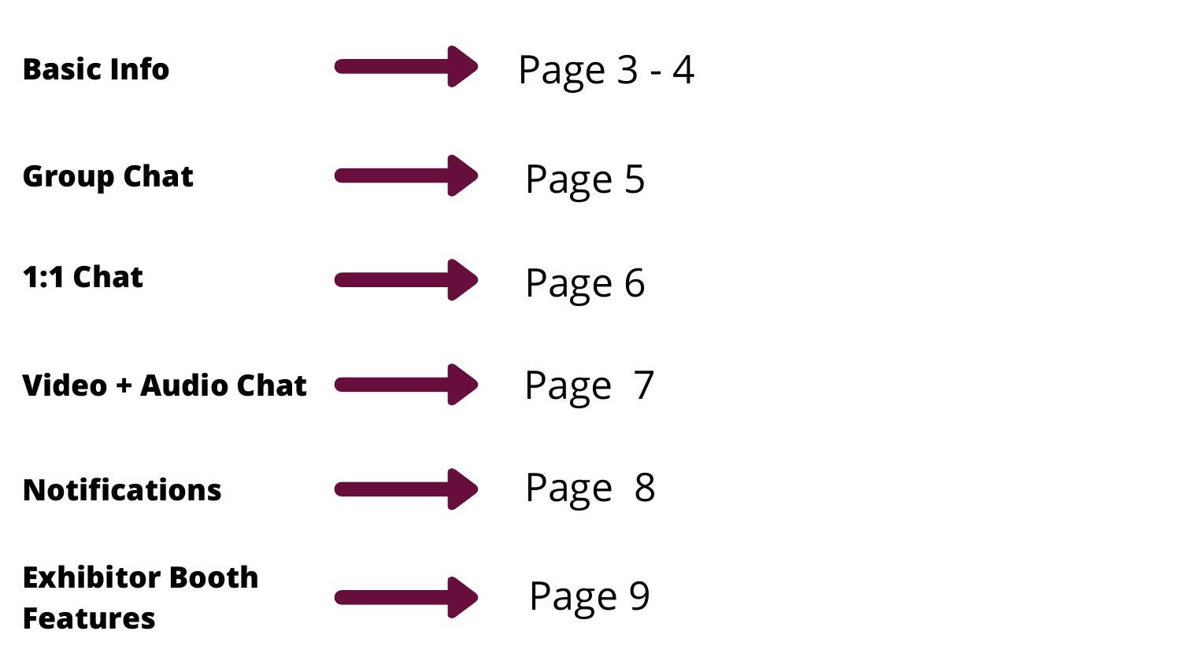| | |
|---|---|
| **Basic Info** → | Page 3 - 4 |
| **Group Chat** → | Page 5 |
| **1:1 Chat** → | Page 6 |
| **Video + Audio Chat** → | Page 7 |
| **Notifications** → | Page 8 |
| **Exhibitor Booth Features** → | Page 9 |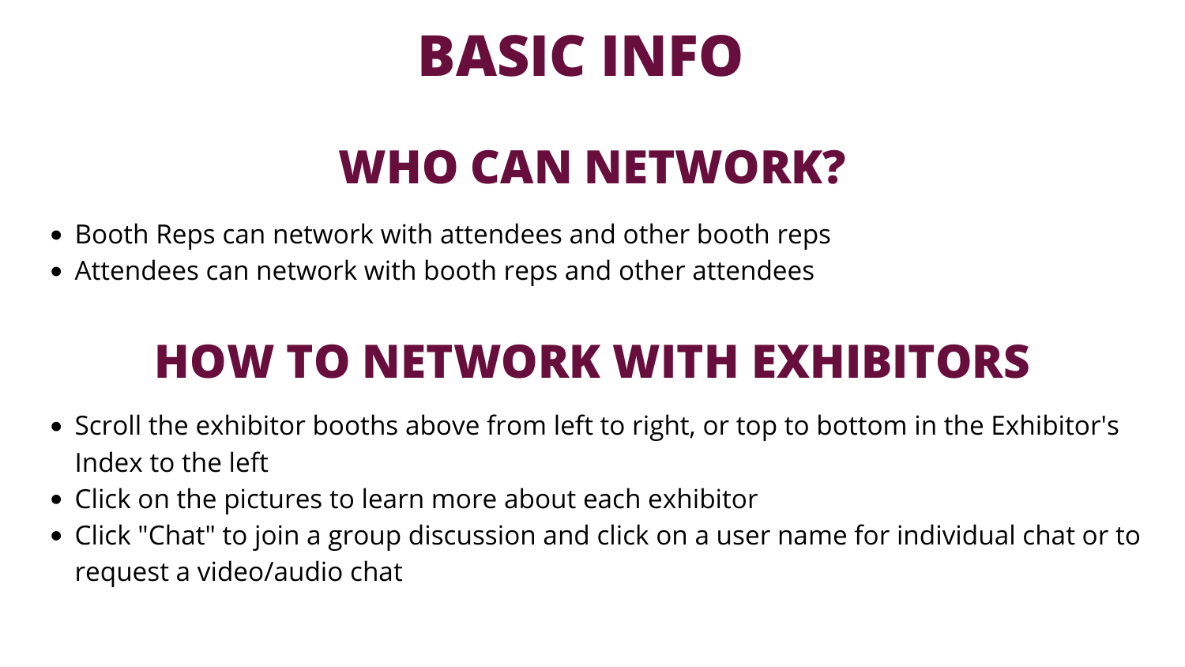# BASIC INFO

## WHO CAN NETWORK?

- Booth Reps can network with attendees and other booth reps
- Attendees can network with booth reps and other attendees

## HOW TO NETWORK WITH EXHIBITORS

- Scroll the exhibitor booths above from left to right, or top to bottom in the Exhibitor's Index to the left
- Click on the pictures to learn more about each exhibitor
- Click "Chat" to join a group discussion and click on a user name for individual chat or to request a video/audio chat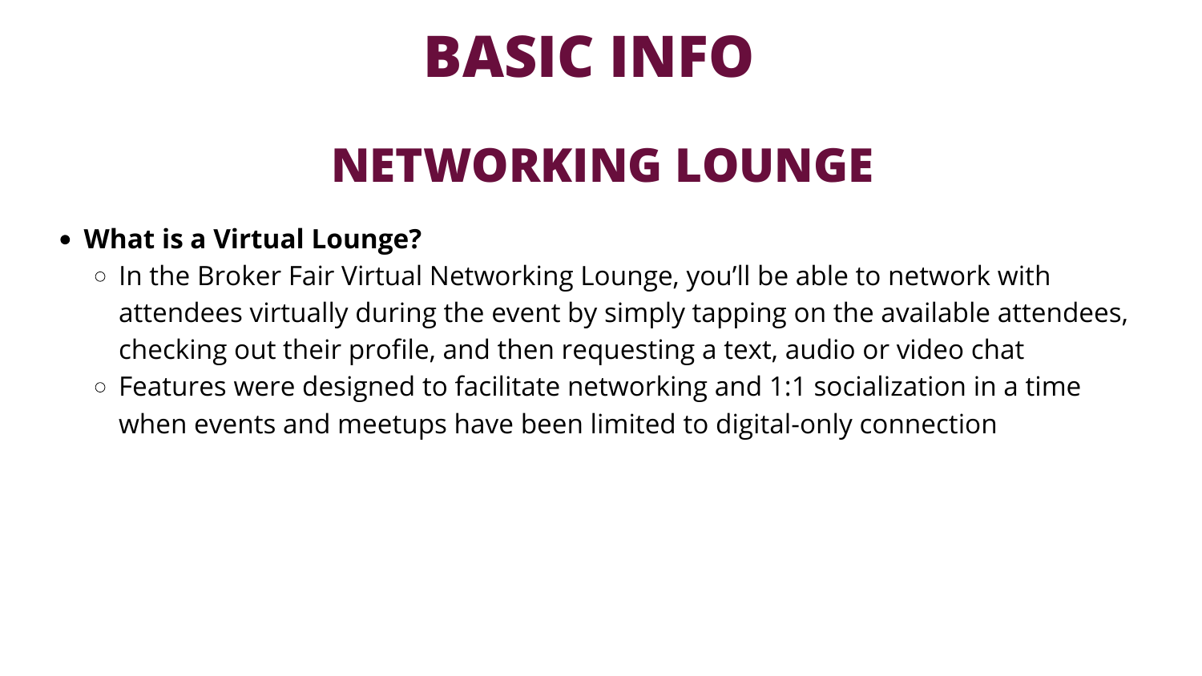# BASIC INFO

## NETWORKING LOUNGE

- **What is a Virtual Lounge?**
  - In the Broker Fair Virtual Networking Lounge, you'll be able to network with attendees virtually during the event by simply tapping on the available attendees, checking out their profile, and then requesting a text, audio or video chat
  - Features were designed to facilitate networking and 1:1 socialization in a time when events and meetups have been limited to digital-only connection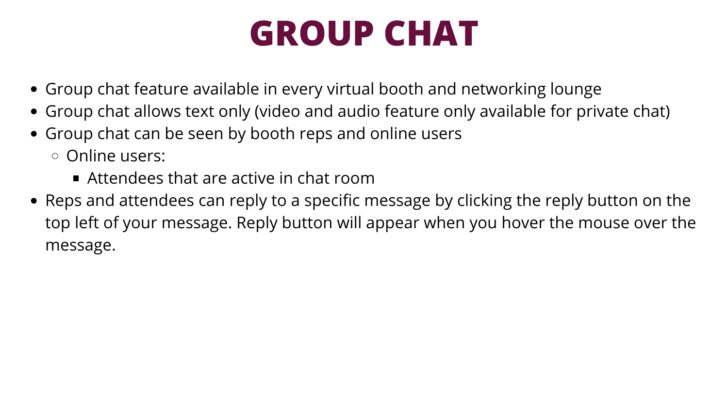# GROUP CHAT

- Group chat feature available in every virtual booth and networking lounge
- Group chat allows text only (video and audio feature only available for private chat)
- Group chat can be seen by booth reps and online users
    - Online users:
        - Attendees that are active in chat room
- Reps and attendees can reply to a specific message by clicking the reply button on the top left of your message. Reply button will appear when you hover the mouse over the message.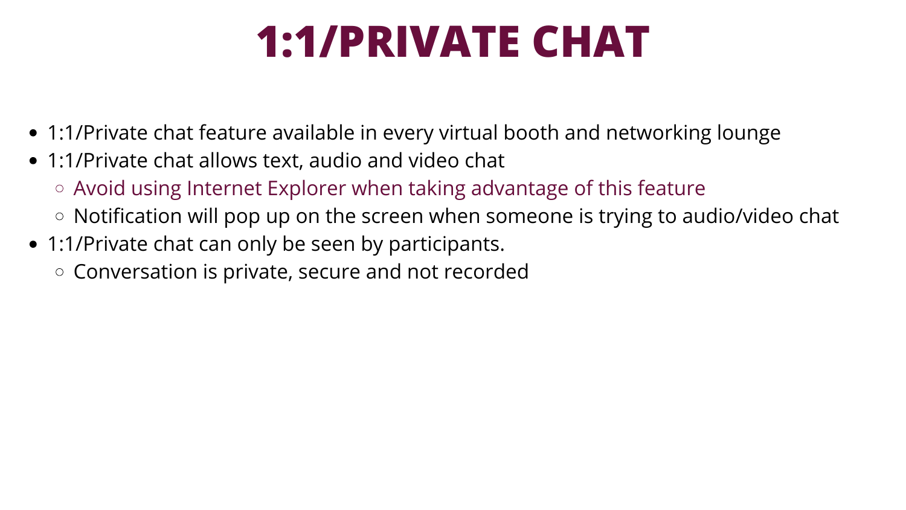# 1:1/PRIVATE CHAT

- 1:1/Private chat feature available in every virtual booth and networking lounge
- 1:1/Private chat allows text, audio and video chat
  - Avoid using Internet Explorer when taking advantage of this feature
  - Notification will pop up on the screen when someone is trying to audio/video chat
- 1:1/Private chat can only be seen by participants.
  - Conversation is private, secure and not recorded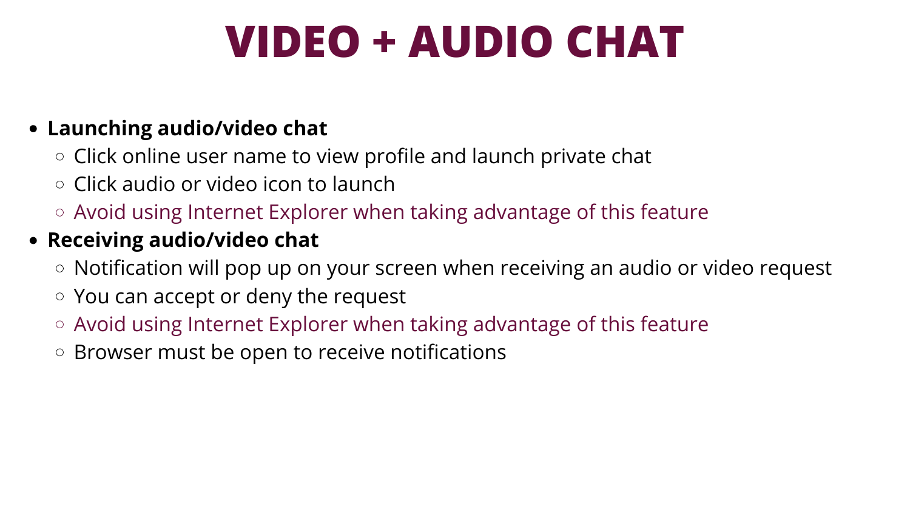# VIDEO + AUDIO CHAT

- **Launching audio/video chat**
  - Click online user name to view profile and launch private chat
  - Click audio or video icon to launch
  - Avoid using Internet Explorer when taking advantage of this feature
- **Receiving audio/video chat**
  - Notification will pop up on your screen when receiving an audio or video request
  - You can accept or deny the request
  - Avoid using Internet Explorer when taking advantage of this feature
  - Browser must be open to receive notifications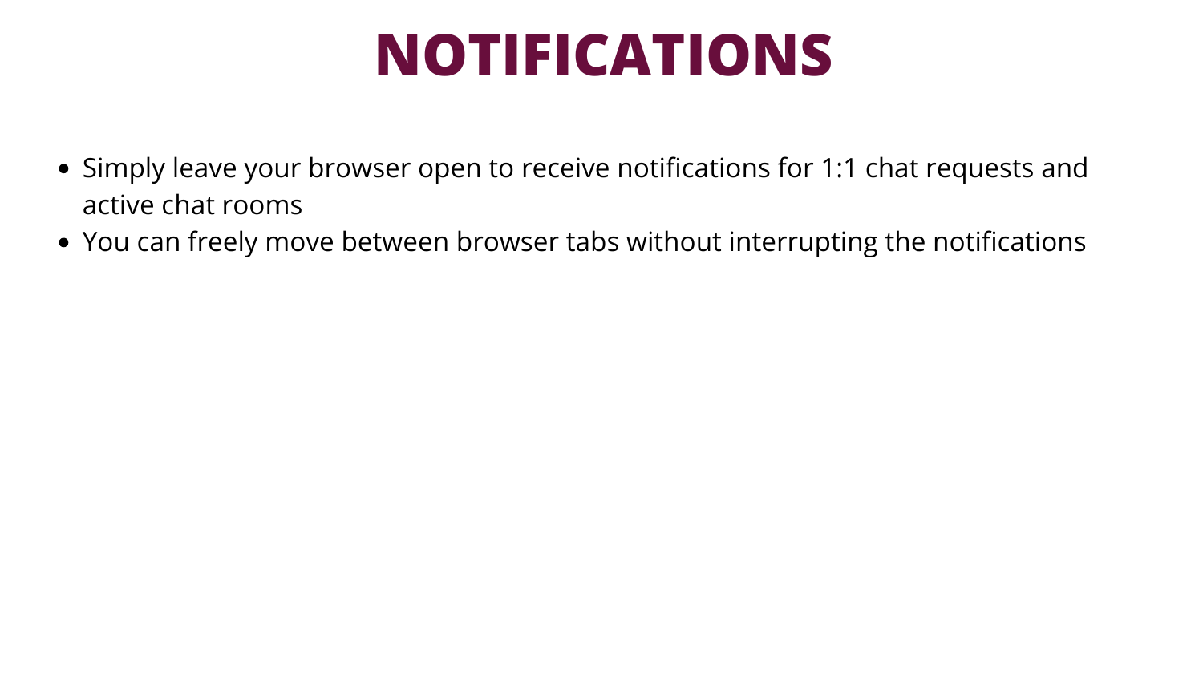# NOTIFICATIONS

- Simply leave your browser open to receive notifications for 1:1 chat requests and active chat rooms
- You can freely move between browser tabs without interrupting the notifications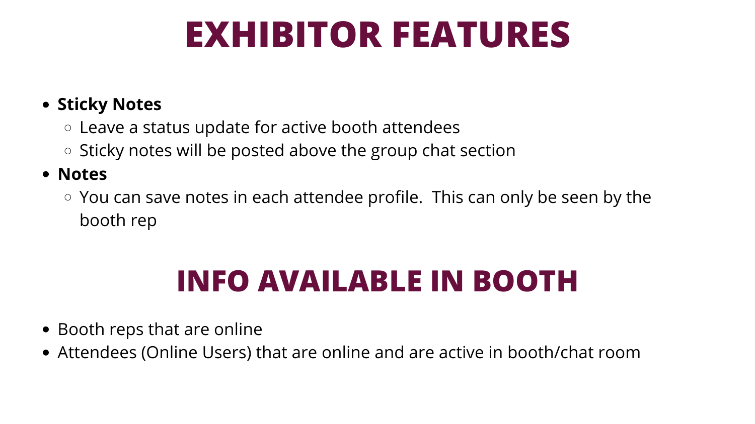# EXHIBITOR FEATURES

- **Sticky Notes**
  - Leave a status update for active booth attendees
  - Sticky notes will be posted above the group chat section
- **Notes**
  - You can save notes in each attendee profile.  This can only be seen by the booth rep

# INFO AVAILABLE IN BOOTH

- Booth reps that are online
- Attendees (Online Users) that are online and are active in booth/chat room